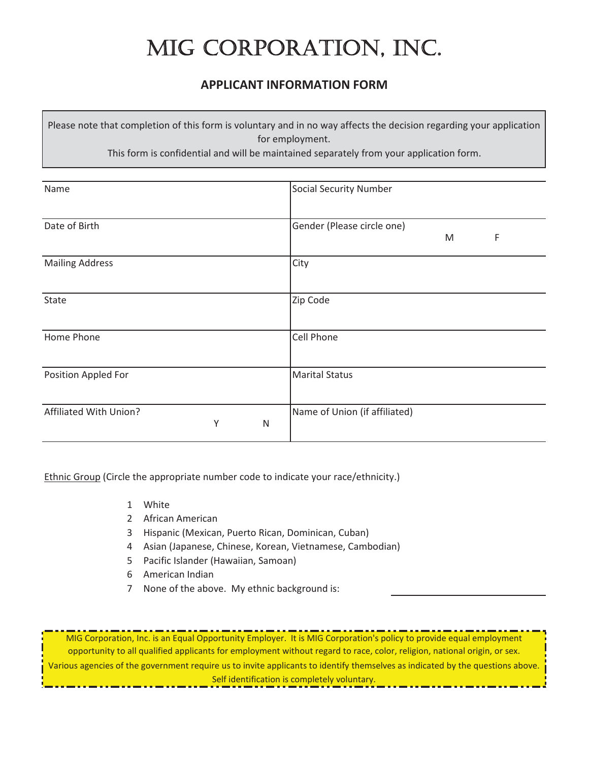# MIG CORPORATION, INC.

## APPLICANT INFORMATION FORM

Please note that completion of this form is voluntary and in no way affects the decision regarding your application for employment.
This form is confidential and will be maintained separately from your application form.

| | |
|---|---|
| Name | Social Security Number |
| Date of Birth | Gender (Please circle one) M F |
| Mailing Address | City |
| State | Zip Code |
| Home Phone | Cell Phone |
| Position Appled For | Marital Status |
| Affiliated With Union? Y N | Name of Union (if affiliated) |

Ethnic Group (Circle the appropriate number code to indicate your race/ethnicity.)

1 White
2 African American
3 Hispanic (Mexican, Puerto Rican, Dominican, Cuban)
4 Asian (Japanese, Chinese, Korean, Vietnamese, Cambodian)
5 Pacific Islander (Hawaiian, Samoan)
6 American Indian
7 None of the above. My ethnic background is: ____________________

MIG Corporation, Inc. is an Equal Opportunity Employer. It is MIG Corporation's policy to provide equal employment opportunity to all qualified applicants for employment without regard to race, color, religion, national origin, or sex. Various agencies of the government require us to invite applicants to identify themselves as indicated by the questions above. Self identification is completely voluntary.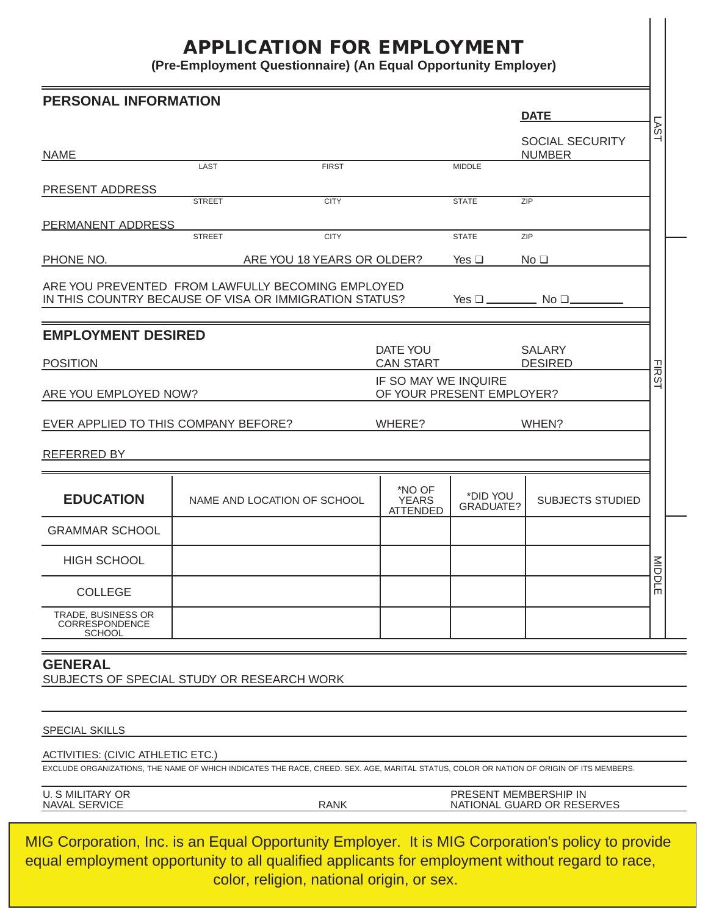# APPLICATION FOR EMPLOYMENT

**(Pre-Employment Questionnaire) (An Equal Opportunity Employer)**

## PERSONAL INFORMATION

**DATE** \_\_\_\_\_\_\_\_\_\_\_\_

NAME \_\_\_\_\_\_\_\_\_\_\_\_ LAST \_\_\_\_\_\_\_\_\_\_\_\_ FIRST \_\_\_\_\_\_\_\_\_\_\_\_ MIDDLE \_\_\_\_\_\_\_\_\_\_\_\_

SOCIAL SECURITY NUMBER \_\_\_\_\_\_\_\_\_\_\_\_

PRESENT ADDRESS \_\_\_\_\_\_\_\_\_\_\_\_ STREET \_\_\_\_\_\_\_\_\_\_\_\_ CITY \_\_\_\_\_\_\_\_\_\_\_\_ STATE \_\_\_\_\_\_\_\_\_\_\_\_ ZIP \_\_\_\_\_\_\_\_\_\_\_\_

PERMANENT ADDRESS \_\_\_\_\_\_\_\_\_\_\_\_ STREET \_\_\_\_\_\_\_\_\_\_\_\_ CITY \_\_\_\_\_\_\_\_\_\_\_\_ STATE \_\_\_\_\_\_\_\_\_\_\_\_ ZIP \_\_\_\_\_\_\_\_\_\_\_\_

PHONE NO. \_\_\_\_\_\_\_\_\_\_\_\_ ARE YOU 18 YEARS OR OLDER? Yes ❑ No ❑

ARE YOU PREVENTED FROM LAWFULLY BECOMING EMPLOYED IN THIS COUNTRY BECAUSE OF VISA OR IMMIGRATION STATUS? Yes ❑ \_\_\_\_\_\_\_\_ No ❑ \_\_\_\_\_\_\_\_

## EMPLOYMENT DESIRED

POSITION \_\_\_\_\_\_\_\_\_\_\_\_ DATE YOU CAN START \_\_\_\_\_\_\_\_\_\_\_\_ SALARY DESIRED \_\_\_\_\_\_\_\_\_\_\_\_

ARE YOU EMPLOYED NOW? \_\_\_\_\_\_\_\_\_\_\_\_ IF SO MAY WE INQUIRE OF YOUR PRESENT EMPLOYER? \_\_\_\_\_\_\_\_\_\_\_\_

EVER APPLIED TO THIS COMPANY BEFORE? \_\_\_\_\_\_\_\_\_\_\_\_ WHERE? \_\_\_\_\_\_\_\_\_\_\_\_ WHEN? \_\_\_\_\_\_\_\_\_\_\_\_

REFERRED BY \_\_\_\_\_\_\_\_\_\_\_\_

| EDUCATION | NAME AND LOCATION OF SCHOOL | *NO OF YEARS ATTENDED | *DID YOU GRADUATE? | SUBJECTS STUDIED |
|---|---|---|---|---|
| GRAMMAR SCHOOL | | | | |
| HIGH SCHOOL | | | | |
| COLLEGE | | | | |
| TRADE, BUSINESS OR CORRESPONDENCE SCHOOL | | | | |

## GENERAL

SUBJECTS OF SPECIAL STUDY OR RESEARCH WORK \_\_\_\_\_\_\_\_\_\_\_\_

SPECIAL SKILLS \_\_\_\_\_\_\_\_\_\_\_\_

ACTIVITIES: (CIVIC ATHLETIC ETC.) \_\_\_\_\_\_\_\_\_\_\_\_

EXCLUDE ORGANIZATIONS, THE NAME OF WHICH INDICATES THE RACE, CREED. SEX. AGE, MARITAL STATUS, COLOR OR NATION OF ORIGIN OF ITS MEMBERS.

U. S MILITARY OR NAVAL SERVICE \_\_\_\_\_\_\_\_\_\_\_\_ RANK \_\_\_\_\_\_\_\_\_\_\_\_ PRESENT MEMBERSHIP IN NATIONAL GUARD OR RESERVES \_\_\_\_\_\_\_\_\_\_\_\_

MIG Corporation, Inc. is an Equal Opportunity Employer. It is MIG Corporation's policy to provide equal employment opportunity to all qualified applicants for employment without regard to race, color, religion, national origin, or sex.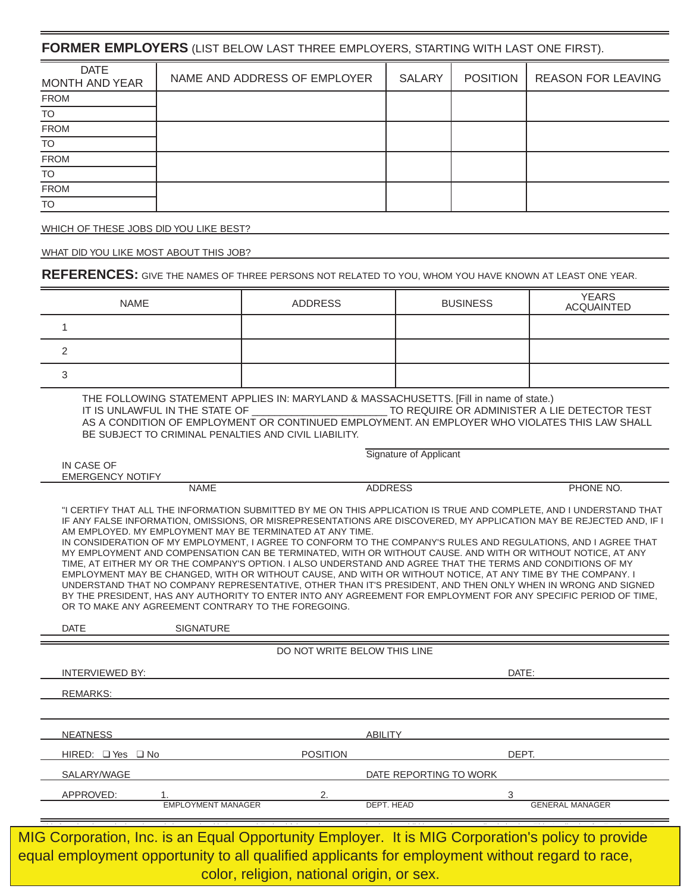## FORMER EMPLOYERS (LIST BELOW LAST THREE EMPLOYERS, STARTING WITH LAST ONE FIRST).

| DATE MONTH AND YEAR | NAME AND ADDRESS OF EMPLOYER | SALARY | POSITION | REASON FOR LEAVING |
|---|---|---|---|---|
| FROM | | | | |
| TO | | | | |
| FROM | | | | |
| TO | | | | |
| FROM | | | | |
| TO | | | | |
| FROM | | | | |
| TO | | | | |

WHICH OF THESE JOBS DID YOU LIKE BEST?

WHAT DID YOU LIKE MOST ABOUT THIS JOB?

## REFERENCES: GIVE THE NAMES OF THREE PERSONS NOT RELATED TO YOU, WHOM YOU HAVE KNOWN AT LEAST ONE YEAR.

| NAME | ADDRESS | BUSINESS | YEARS ACQUAINTED |
|---|---|---|---|
| 1 | | | |
| 2 | | | |
| 3 | | | |

THE FOLLOWING STATEMENT APPLIES IN: MARYLAND & MASSACHUSETTS. [Fill in name of state.]
IT IS UNLAWFUL IN THE STATE OF _______________________ TO REQUIRE OR ADMINISTER A LIE DETECTOR TEST AS A CONDITION OF EMPLOYMENT OR CONTINUED EMPLOYMENT. AN EMPLOYER WHO VIOLATES THIS LAW SHALL BE SUBJECT TO CRIMINAL PENALTIES AND CIVIL LIABILITY.

Signature of Applicant

IN CASE OF EMERGENCY NOTIFY

NAME | ADDRESS | PHONE NO.

"I CERTIFY THAT ALL THE INFORMATION SUBMITTED BY ME ON THIS APPLICATION IS TRUE AND COMPLETE, AND I UNDERSTAND THAT IF ANY FALSE INFORMATION, OMISSIONS, OR MISREPRESENTATIONS ARE DISCOVERED, MY APPLICATION MAY BE REJECTED AND, IF I AM EMPLOYED. MY EMPLOYMENT MAY BE TERMINATED AT ANY TIME.
IN CONSIDERATION OF MY EMPLOYMENT, I AGREE TO CONFORM TO THE COMPANY'S RULES AND REGULATIONS, AND I AGREE THAT MY EMPLOYMENT AND COMPENSATION CAN BE TERMINATED, WITH OR WITHOUT CAUSE. AND WITH OR WITHOUT NOTICE, AT ANY TIME, AT EITHER MY OR THE COMPANY'S OPTION. I ALSO UNDERSTAND AND AGREE THAT THE TERMS AND CONDITIONS OF MY EMPLOYMENT MAY BE CHANGED, WITH OR WITHOUT CAUSE, AND WITH OR WITHOUT NOTICE, AT ANY TIME BY THE COMPANY. I UNDERSTAND THAT NO COMPANY REPRESENTATIVE, OTHER THAN IT'S PRESIDENT, AND THEN ONLY WHEN IN WRONG AND SIGNED BY THE PRESIDENT, HAS ANY AUTHORITY TO ENTER INTO ANY AGREEMENT FOR EMPLOYMENT FOR ANY SPECIFIC PERIOD OF TIME, OR TO MAKE ANY AGREEMENT CONTRARY TO THE FOREGOING.

DATE SIGNATURE

DO NOT WRITE BELOW THIS LINE

INTERVIEWED BY: DATE:

REMARKS:

NEATNESS ABILITY

HIRED: ❑ Yes ❑ No POSITION DEPT.

SALARY/WAGE DATE REPORTING TO WORK

APPROVED: 1. EMPLOYMENT MANAGER 2. DEPT. HEAD 3 GENERAL MANAGER

MIG Corporation, Inc. is an Equal Opportunity Employer. It is MIG Corporation's policy to provide equal employment opportunity to all qualified applicants for employment without regard to race, color, religion, national origin, or sex.